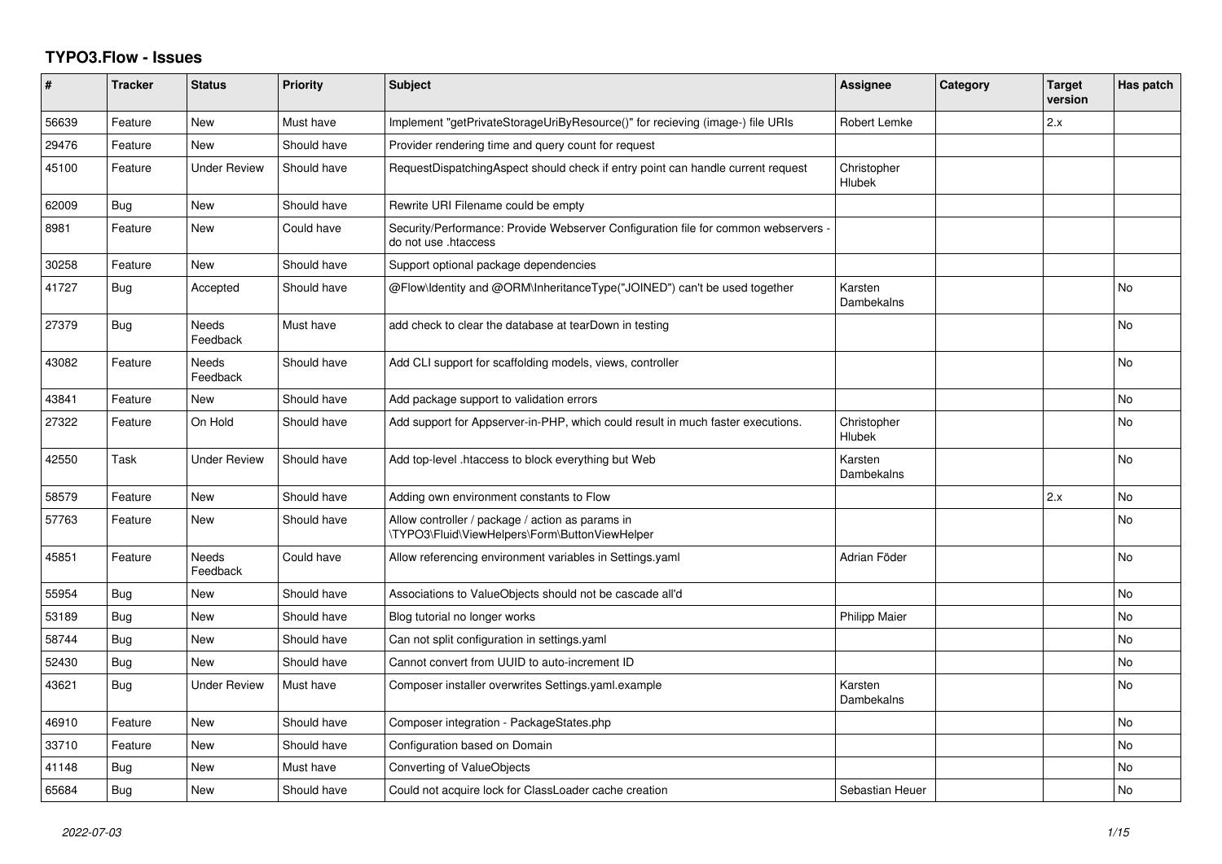# TYPO3.Flow - Issues

| # | Tracker | Status | Priority | Subject | Assignee | Category | Target version | Has patch |
|---|---|---|---|---|---|---|---|---|
| 56639 | Feature | New | Must have | Implement "getPrivateStorageUriByResource()" for recieving (image-) file URIs | Robert Lemke | | 2.x | |
| 29476 | Feature | New | Should have | Provider rendering time and query count for request | | | | |
| 45100 | Feature | Under Review | Should have | RequestDispatchingAspect should check if entry point can handle current request | Christopher Hlubek | | | |
| 62009 | Bug | New | Should have | Rewrite URI Filename could be empty | | | | |
| 8981 | Feature | New | Could have | Security/Performance: Provide Webserver Configuration file for common webservers - do not use .htaccess | | | | |
| 30258 | Feature | New | Should have | Support optional package dependencies | | | | |
| 41727 | Bug | Accepted | Should have | @Flow\Identity and @ORM\InheritanceType("JOINED") can't be used together | Karsten Dambekalns | | | No |
| 27379 | Bug | Needs Feedback | Must have | add check to clear the database at tearDown in testing | | | | No |
| 43082 | Feature | Needs Feedback | Should have | Add CLI support for scaffolding models, views, controller | | | | No |
| 43841 | Feature | New | Should have | Add package support to validation errors | | | | No |
| 27322 | Feature | On Hold | Should have | Add support for Appserver-in-PHP, which could result in much faster executions. | Christopher Hlubek | | | No |
| 42550 | Task | Under Review | Should have | Add top-level .htaccess to block everything but Web | Karsten Dambekalns | | | No |
| 58579 | Feature | New | Should have | Adding own environment constants to Flow | | | 2.x | No |
| 57763 | Feature | New | Should have | Allow controller / package / action as params in \TYPO3\Fluid\ViewHelpers\Form\ButtonViewHelper | | | | No |
| 45851 | Feature | Needs Feedback | Could have | Allow referencing environment variables in Settings.yaml | Adrian Föder | | | No |
| 55954 | Bug | New | Should have | Associations to ValueObjects should not be cascade all'd | | | | No |
| 53189 | Bug | New | Should have | Blog tutorial no longer works | Philipp Maier | | | No |
| 58744 | Bug | New | Should have | Can not split configuration in settings.yaml | | | | No |
| 52430 | Bug | New | Should have | Cannot convert from UUID to auto-increment ID | | | | No |
| 43621 | Bug | Under Review | Must have | Composer installer overwrites Settings.yaml.example | Karsten Dambekalns | | | No |
| 46910 | Feature | New | Should have | Composer integration - PackageStates.php | | | | No |
| 33710 | Feature | New | Should have | Configuration based on Domain | | | | No |
| 41148 | Bug | New | Must have | Converting of ValueObjects | | | | No |
| 65684 | Bug | New | Should have | Could not acquire lock for ClassLoader cache creation | Sebastian Heuer | | | No |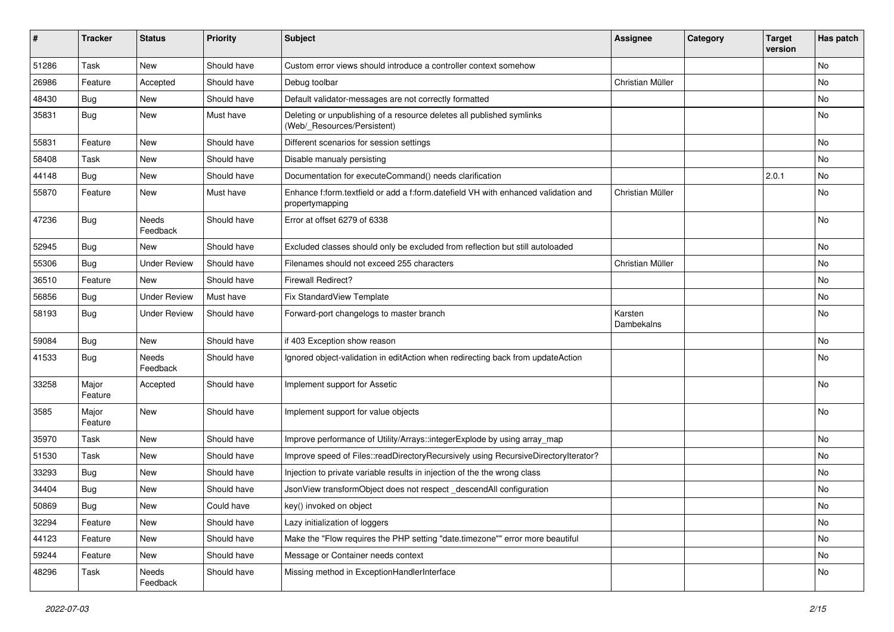| # | Tracker | Status | Priority | Subject | Assignee | Category | Target version | Has patch |
|---|---|---|---|---|---|---|---|---|
| 51286 | Task | New | Should have | Custom error views should introduce a controller context somehow | | | | No |
| 26986 | Feature | Accepted | Should have | Debug toolbar | Christian Müller | | | No |
| 48430 | Bug | New | Should have | Default validator-messages are not correctly formatted | | | | No |
| 35831 | Bug | New | Must have | Deleting or unpublishing of a resource deletes all published symlinks (Web/_Resources/Persistent) | | | | No |
| 55831 | Feature | New | Should have | Different scenarios for session settings | | | | No |
| 58408 | Task | New | Should have | Disable manualy persisting | | | | No |
| 44148 | Bug | New | Should have | Documentation for executeCommand() needs clarification | | | 2.0.1 | No |
| 55870 | Feature | New | Must have | Enhance f:form.textfield or add a f:form.datefield VH with enhanced validation and propertymapping | Christian Müller | | | No |
| 47236 | Bug | Needs Feedback | Should have | Error at offset 6279 of 6338 | | | | No |
| 52945 | Bug | New | Should have | Excluded classes should only be excluded from reflection but still autoloaded | | | | No |
| 55306 | Bug | Under Review | Should have | Filenames should not exceed 255 characters | Christian Müller | | | No |
| 36510 | Feature | New | Should have | Firewall Redirect? | | | | No |
| 56856 | Bug | Under Review | Must have | Fix StandardView Template | | | | No |
| 58193 | Bug | Under Review | Should have | Forward-port changelogs to master branch | Karsten Dambekalns | | | No |
| 59084 | Bug | New | Should have | if 403 Exception show reason | | | | No |
| 41533 | Bug | Needs Feedback | Should have | Ignored object-validation in editAction when redirecting back from updateAction | | | | No |
| 33258 | Major Feature | Accepted | Should have | Implement support for Assetic | | | | No |
| 3585 | Major Feature | New | Should have | Implement support for value objects | | | | No |
| 35970 | Task | New | Should have | Improve performance of Utility/Arrays::integerExplode by using array_map | | | | No |
| 51530 | Task | New | Should have | Improve speed of Files::readDirectoryRecursively using RecursiveDirectoryIterator? | | | | No |
| 33293 | Bug | New | Should have | Injection to private variable results in injection of the the wrong class | | | | No |
| 34404 | Bug | New | Should have | JsonView transformObject does not respect _descendAll configuration | | | | No |
| 50869 | Bug | New | Could have | key() invoked on object | | | | No |
| 32294 | Feature | New | Should have | Lazy initialization of loggers | | | | No |
| 44123 | Feature | New | Should have | Make the "Flow requires the PHP setting "date.timezone"" error more beautiful | | | | No |
| 59244 | Feature | New | Should have | Message or Container needs context | | | | No |
| 48296 | Task | Needs Feedback | Should have | Missing method in ExceptionHandlerInterface | | | | No |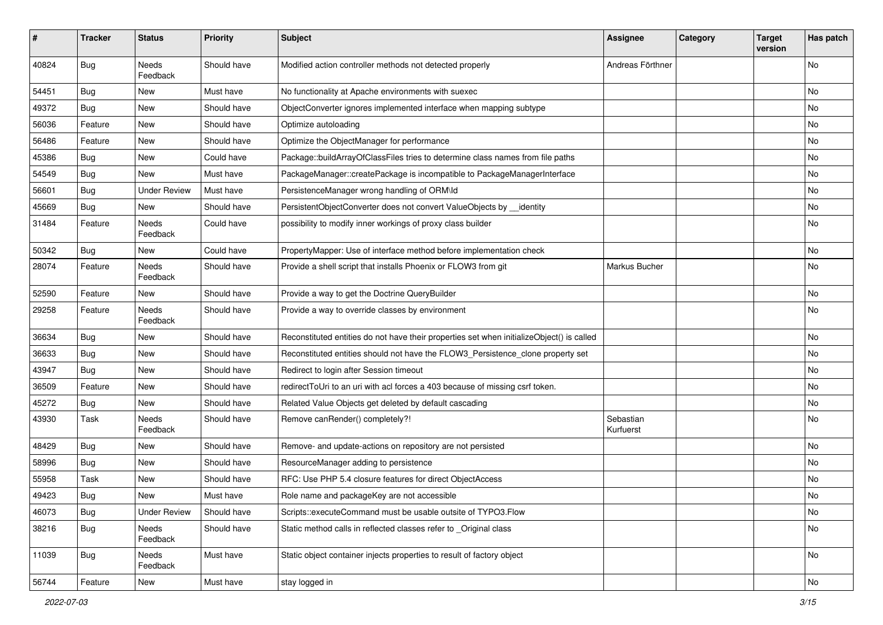| # | Tracker | Status | Priority | Subject | Assignee | Category | Target version | Has patch |
|---|---|---|---|---|---|---|---|---|
| 40824 | Bug | Needs Feedback | Should have | Modified action controller methods not detected properly | Andreas Förthner | | | No |
| 54451 | Bug | New | Must have | No functionality at Apache environments with suexec | | | | No |
| 49372 | Bug | New | Should have | ObjectConverter ignores implemented interface when mapping subtype | | | | No |
| 56036 | Feature | New | Should have | Optimize autoloading | | | | No |
| 56486 | Feature | New | Should have | Optimize the ObjectManager for performance | | | | No |
| 45386 | Bug | New | Could have | Package::buildArrayOfClassFiles tries to determine class names from file paths | | | | No |
| 54549 | Bug | New | Must have | PackageManager::createPackage is incompatible to PackageManagerInterface | | | | No |
| 56601 | Bug | Under Review | Must have | PersistenceManager wrong handling of ORM\Id | | | | No |
| 45669 | Bug | New | Should have | PersistentObjectConverter does not convert ValueObjects by __identity | | | | No |
| 31484 | Feature | Needs Feedback | Could have | possibility to modify inner workings of proxy class builder | | | | No |
| 50342 | Bug | New | Could have | PropertyMapper: Use of interface method before implementation check | | | | No |
| 28074 | Feature | Needs Feedback | Should have | Provide a shell script that installs Phoenix or FLOW3 from git | Markus Bucher | | | No |
| 52590 | Feature | New | Should have | Provide a way to get the Doctrine QueryBuilder | | | | No |
| 29258 | Feature | Needs Feedback | Should have | Provide a way to override classes by environment | | | | No |
| 36634 | Bug | New | Should have | Reconstituted entities do not have their properties set when initializeObject() is called | | | | No |
| 36633 | Bug | New | Should have | Reconstituted entities should not have the FLOW3_Persistence_clone property set | | | | No |
| 43947 | Bug | New | Should have | Redirect to login after Session timeout | | | | No |
| 36509 | Feature | New | Should have | redirectToUri to an uri with acl forces a 403 because of missing csrf token. | | | | No |
| 45272 | Bug | New | Should have | Related Value Objects get deleted by default cascading | | | | No |
| 43930 | Task | Needs Feedback | Should have | Remove canRender() completely?! | Sebastian Kurfuerst | | | No |
| 48429 | Bug | New | Should have | Remove- and update-actions on repository are not persisted | | | | No |
| 58996 | Bug | New | Should have | ResourceManager adding to persistence | | | | No |
| 55958 | Task | New | Should have | RFC: Use PHP 5.4 closure features for direct ObjectAccess | | | | No |
| 49423 | Bug | New | Must have | Role name and packageKey are not accessible | | | | No |
| 46073 | Bug | Under Review | Should have | Scripts::executeCommand must be usable outsite of TYPO3.Flow | | | | No |
| 38216 | Bug | Needs Feedback | Should have | Static method calls in reflected classes refer to _Original class | | | | No |
| 11039 | Bug | Needs Feedback | Must have | Static object container injects properties to result of factory object | | | | No |
| 56744 | Feature | New | Must have | stay logged in | | | | No |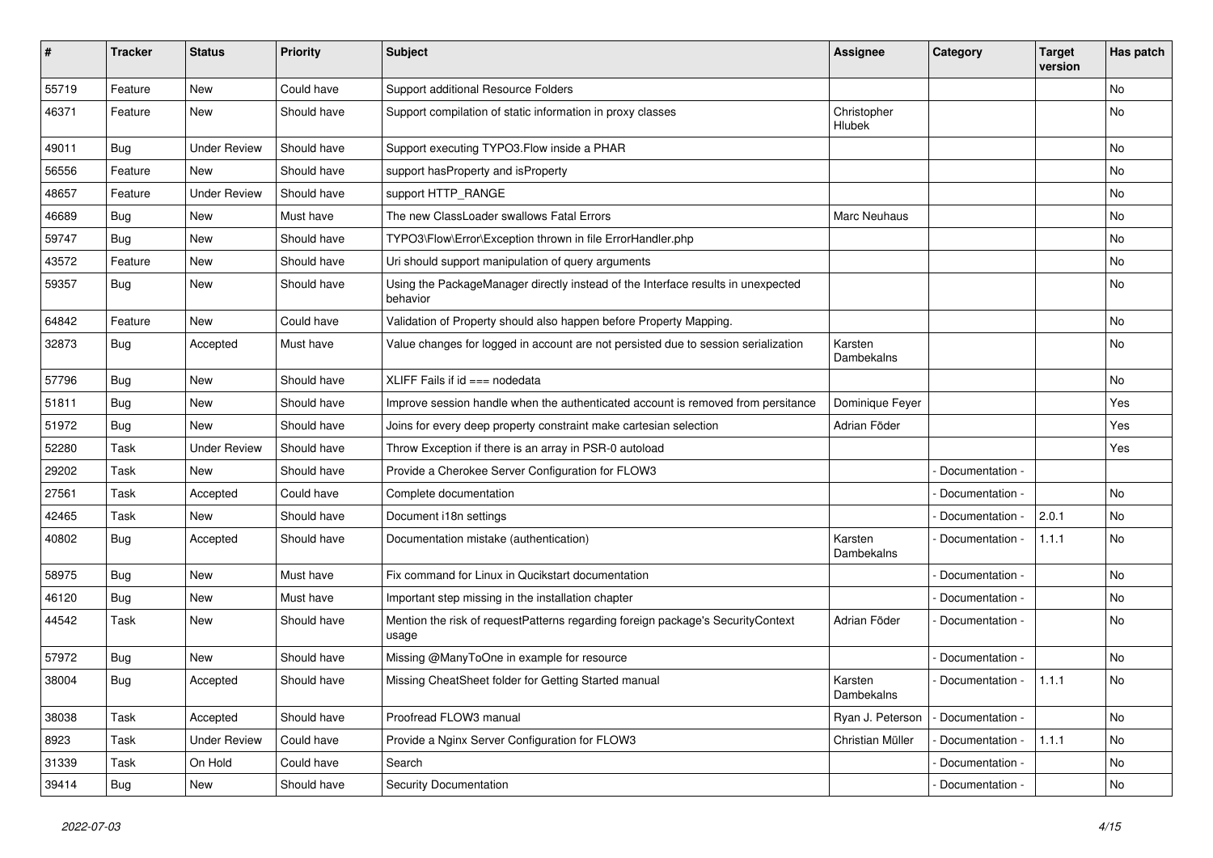| # | Tracker | Status | Priority | Subject | Assignee | Category | Target version | Has patch |
| --- | --- | --- | --- | --- | --- | --- | --- | --- |
| 55719 | Feature | New | Could have | Support additional Resource Folders | | | | No |
| 46371 | Feature | New | Should have | Support compilation of static information in proxy classes | Christopher Hlubek | | | No |
| 49011 | Bug | Under Review | Should have | Support executing TYPO3.Flow inside a PHAR | | | | No |
| 56556 | Feature | New | Should have | support hasProperty and isProperty | | | | No |
| 48657 | Feature | Under Review | Should have | support HTTP_RANGE | | | | No |
| 46689 | Bug | New | Must have | The new ClassLoader swallows Fatal Errors | Marc Neuhaus | | | No |
| 59747 | Bug | New | Should have | TYPO3\Flow\Error\Exception thrown in file ErrorHandler.php | | | | No |
| 43572 | Feature | New | Should have | Uri should support manipulation of query arguments | | | | No |
| 59357 | Bug | New | Should have | Using the PackageManager directly instead of the Interface results in unexpected behavior | | | | No |
| 64842 | Feature | New | Could have | Validation of Property should also happen before Property Mapping. | | | | No |
| 32873 | Bug | Accepted | Must have | Value changes for logged in account are not persisted due to session serialization | Karsten Dambekalns | | | No |
| 57796 | Bug | New | Should have | XLIFF Fails if id === nodedata | | | | No |
| 51811 | Bug | New | Should have | Improve session handle when the authenticated account is removed from persitance | Dominique Feyer | | | Yes |
| 51972 | Bug | New | Should have | Joins for every deep property constraint make cartesian selection | Adrian Föder | | | Yes |
| 52280 | Task | Under Review | Should have | Throw Exception if there is an array in PSR-0 autoload | | | | Yes |
| 29202 | Task | New | Should have | Provide a Cherokee Server Configuration for FLOW3 | | - Documentation - | | |
| 27561 | Task | Accepted | Could have | Complete documentation | | - Documentation - | | No |
| 42465 | Task | New | Should have | Document i18n settings | | - Documentation - | 2.0.1 | No |
| 40802 | Bug | Accepted | Should have | Documentation mistake (authentication) | Karsten Dambekalns | - Documentation - | 1.1.1 | No |
| 58975 | Bug | New | Must have | Fix command for Linux in Qucikstart documentation | | - Documentation - | | No |
| 46120 | Bug | New | Must have | Important step missing in the installation chapter | | - Documentation - | | No |
| 44542 | Task | New | Should have | Mention the risk of requestPatterns regarding foreign package's SecurityContext usage | Adrian Föder | - Documentation - | | No |
| 57972 | Bug | New | Should have | Missing @ManyToOne in example for resource | | - Documentation - | | No |
| 38004 | Bug | Accepted | Should have | Missing CheatSheet folder for Getting Started manual | Karsten Dambekalns | - Documentation - | 1.1.1 | No |
| 38038 | Task | Accepted | Should have | Proofread FLOW3 manual | Ryan J. Peterson | - Documentation - | | No |
| 8923 | Task | Under Review | Could have | Provide a Nginx Server Configuration for FLOW3 | Christian Müller | - Documentation - | 1.1.1 | No |
| 31339 | Task | On Hold | Could have | Search | | - Documentation - | | No |
| 39414 | Bug | New | Should have | Security Documentation | | - Documentation - | | No |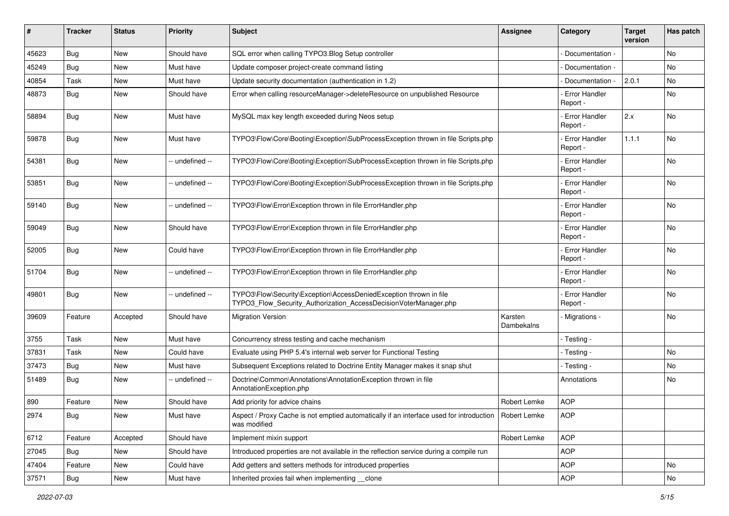| # | Tracker | Status | Priority | Subject | Assignee | Category | Target version | Has patch |
|---|---|---|---|---|---|---|---|---|
| 45623 | Bug | New | Should have | SQL error when calling TYPO3.Blog Setup controller | | - Documentation - | | No |
| 45249 | Bug | New | Must have | Update composer project-create command listing | | - Documentation - | | No |
| 40854 | Task | New | Must have | Update security documentation (authentication in 1.2) | | - Documentation - | 2.0.1 | No |
| 48873 | Bug | New | Should have | Error when calling resourceManager->deleteResource on unpublished Resource | | - Error Handler Report - | | No |
| 58894 | Bug | New | Must have | MySQL max key length exceeded during Neos setup | | - Error Handler Report - | 2.x | No |
| 59878 | Bug | New | Must have | TYPO3\Flow\Core\Booting\Exception\SubProcessException thrown in file Scripts.php | | - Error Handler Report - | 1.1.1 | No |
| 54381 | Bug | New | -- undefined -- | TYPO3\Flow\Core\Booting\Exception\SubProcessException thrown in file Scripts.php | | - Error Handler Report - | | No |
| 53851 | Bug | New | -- undefined -- | TYPO3\Flow\Core\Booting\Exception\SubProcessException thrown in file Scripts.php | | - Error Handler Report - | | No |
| 59140 | Bug | New | -- undefined -- | TYPO3\Flow\Error\Exception thrown in file ErrorHandler.php | | - Error Handler Report - | | No |
| 59049 | Bug | New | Should have | TYPO3\Flow\Error\Exception thrown in file ErrorHandler.php | | - Error Handler Report - | | No |
| 52005 | Bug | New | Could have | TYPO3\Flow\Error\Exception thrown in file ErrorHandler.php | | - Error Handler Report - | | No |
| 51704 | Bug | New | -- undefined -- | TYPO3\Flow\Error\Exception thrown in file ErrorHandler.php | | - Error Handler Report - | | No |
| 49801 | Bug | New | -- undefined -- | TYPO3\Flow\Security\Exception\AccessDeniedException thrown in file TYPO3_Flow_Security_Authorization_AccessDecisionVoterManager.php | | - Error Handler Report - | | No |
| 39609 | Feature | Accepted | Should have | Migration Version | Karsten Dambekalns | - Migrations - | | No |
| 3755 | Task | New | Must have | Concurrency stress testing and cache mechanism | | - Testing - | | |
| 37831 | Task | New | Could have | Evaluate using PHP 5.4's internal web server for Functional Testing | | - Testing - | | No |
| 37473 | Bug | New | Must have | Subsequent Exceptions related to Doctrine Entity Manager makes it snap shut | | - Testing - | | No |
| 51489 | Bug | New | -- undefined -- | Doctrine\Common\Annotations\AnnotationException thrown in file AnnotationException.php | | Annotations | | No |
| 890 | Feature | New | Should have | Add priority for advice chains | Robert Lemke | AOP | | |
| 2974 | Bug | New | Must have | Aspect / Proxy Cache is not emptied automatically if an interface used for introduction was modified | Robert Lemke | AOP | | |
| 6712 | Feature | Accepted | Should have | Implement mixin support | Robert Lemke | AOP | | |
| 27045 | Bug | New | Should have | Introduced properties are not available in the reflection service during a compile run | | AOP | | |
| 47404 | Feature | New | Could have | Add getters and setters methods for introduced properties | | AOP | | No |
| 37571 | Bug | New | Must have | Inherited proxies fail when implementing __clone | | AOP | | No |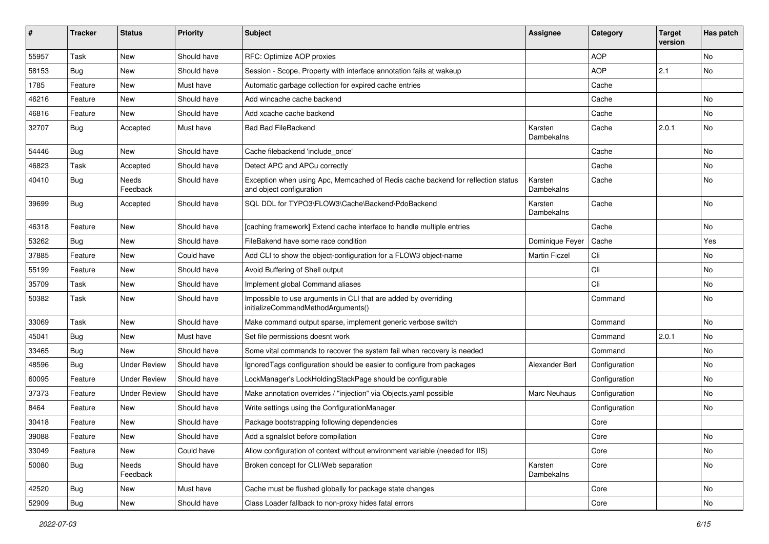| # | Tracker | Status | Priority | Subject | Assignee | Category | Target version | Has patch |
|---|---|---|---|---|---|---|---|---|
| 55957 | Task | New | Should have | RFC: Optimize AOP proxies | | AOP | | No |
| 58153 | Bug | New | Should have | Session - Scope, Property with interface annotation fails at wakeup | | AOP | 2.1 | No |
| 1785 | Feature | New | Must have | Automatic garbage collection for expired cache entries | | Cache | | |
| 46216 | Feature | New | Should have | Add wincache cache backend | | Cache | | No |
| 46816 | Feature | New | Should have | Add xcache cache backend | | Cache | | No |
| 32707 | Bug | Accepted | Must have | Bad Bad FileBackend | Karsten Dambekalns | Cache | 2.0.1 | No |
| 54446 | Bug | New | Should have | Cache filebackend 'include_once' | | Cache | | No |
| 46823 | Task | Accepted | Should have | Detect APC and APCu correctly | | Cache | | No |
| 40410 | Bug | Needs Feedback | Should have | Exception when using Apc, Memcached of Redis cache backend for reflection status and object configuration | Karsten Dambekalns | Cache | | No |
| 39699 | Bug | Accepted | Should have | SQL DDL for TYPO3\FLOW3\Cache\Backend\PdoBackend | Karsten Dambekalns | Cache | | No |
| 46318 | Feature | New | Should have | [caching framework] Extend cache interface to handle multiple entries | | Cache | | No |
| 53262 | Bug | New | Should have | FileBakend have some race condition | Dominique Feyer | Cache | | Yes |
| 37885 | Feature | New | Could have | Add CLI to show the object-configuration for a FLOW3 object-name | Martin Ficzel | Cli | | No |
| 55199 | Feature | New | Should have | Avoid Buffering of Shell output | | Cli | | No |
| 35709 | Task | New | Should have | Implement global Command aliases | | Cli | | No |
| 50382 | Task | New | Should have | Impossible to use arguments in CLI that are added by overriding initializeCommandMethodArguments() | | Command | | No |
| 33069 | Task | New | Should have | Make command output sparse, implement generic verbose switch | | Command | | No |
| 45041 | Bug | New | Must have | Set file permissions doesnt work | | Command | 2.0.1 | No |
| 33465 | Bug | New | Should have | Some vital commands to recover the system fail when recovery is needed | | Command | | No |
| 48596 | Bug | Under Review | Should have | IgnoredTags configuration should be easier to configure from packages | Alexander Berl | Configuration | | No |
| 60095 | Feature | Under Review | Should have | LockManager's LockHoldingStackPage should be configurable | | Configuration | | No |
| 37373 | Feature | Under Review | Should have | Make annotation overrides / "injection" via Objects.yaml possible | Marc Neuhaus | Configuration | | No |
| 8464 | Feature | New | Should have | Write settings using the ConfigurationManager | | Configuration | | No |
| 30418 | Feature | New | Should have | Package bootstrapping following dependencies | | Core | | |
| 39088 | Feature | New | Should have | Add a sgnalslot before compilation | | Core | | No |
| 33049 | Feature | New | Could have | Allow configuration of context without environment variable (needed for IIS) | | Core | | No |
| 50080 | Bug | Needs Feedback | Should have | Broken concept for CLI/Web separation | Karsten Dambekalns | Core | | No |
| 42520 | Bug | New | Must have | Cache must be flushed globally for package state changes | | Core | | No |
| 52909 | Bug | New | Should have | Class Loader fallback to non-proxy hides fatal errors | | Core | | No |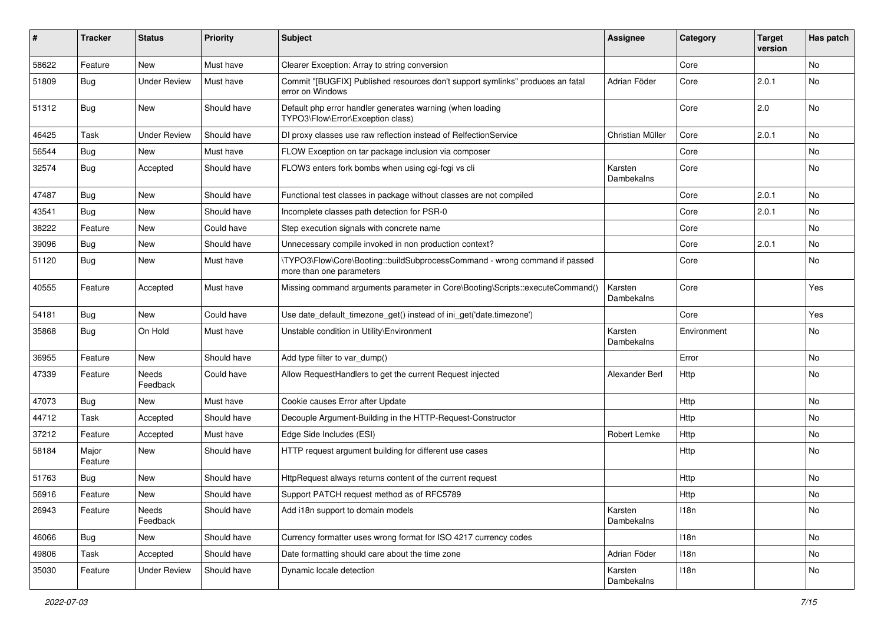| # | Tracker | Status | Priority | Subject | Assignee | Category | Target version | Has patch |
|---|---|---|---|---|---|---|---|---|
| 58622 | Feature | New | Must have | Clearer Exception: Array to string conversion | | Core | | No |
| 51809 | Bug | Under Review | Must have | Commit "[BUGFIX] Published resources don't support symlinks" produces an fatal error on Windows | Adrian Föder | Core | 2.0.1 | No |
| 51312 | Bug | New | Should have | Default php error handler generates warning (when loading TYPO3\Flow\Error\Exception class) | | Core | 2.0 | No |
| 46425 | Task | Under Review | Should have | DI proxy classes use raw reflection instead of RelfectionService | Christian Müller | Core | 2.0.1 | No |
| 56544 | Bug | New | Must have | FLOW Exception on tar package inclusion via composer | | Core | | No |
| 32574 | Bug | Accepted | Should have | FLOW3 enters fork bombs when using cgi-fcgi vs cli | Karsten Dambekalns | Core | | No |
| 47487 | Bug | New | Should have | Functional test classes in package without classes are not compiled | | Core | 2.0.1 | No |
| 43541 | Bug | New | Should have | Incomplete classes path detection for PSR-0 | | Core | 2.0.1 | No |
| 38222 | Feature | New | Could have | Step execution signals with concrete name | | Core | | No |
| 39096 | Bug | New | Should have | Unnecessary compile invoked in non production context? | | Core | 2.0.1 | No |
| 51120 | Bug | New | Must have | \TYPO3\Flow\Core\Booting::buildSubprocessCommand - wrong command if passed more than one parameters | | Core | | No |
| 40555 | Feature | Accepted | Must have | Missing command arguments parameter in Core\Booting\Scripts::executeCommand() | Karsten Dambekalns | Core | | Yes |
| 54181 | Bug | New | Could have | Use date_default_timezone_get() instead of ini_get('date.timezone') | | Core | | Yes |
| 35868 | Bug | On Hold | Must have | Unstable condition in Utility\Environment | Karsten Dambekalns | Environment | | No |
| 36955 | Feature | New | Should have | Add type filter to var_dump() | | Error | | No |
| 47339 | Feature | Needs Feedback | Could have | Allow RequestHandlers to get the current Request injected | Alexander Berl | Http | | No |
| 47073 | Bug | New | Must have | Cookie causes Error after Update | | Http | | No |
| 44712 | Task | Accepted | Should have | Decouple Argument-Building in the HTTP-Request-Constructor | | Http | | No |
| 37212 | Feature | Accepted | Must have | Edge Side Includes (ESI) | Robert Lemke | Http | | No |
| 58184 | Major Feature | New | Should have | HTTP request argument building for different use cases | | Http | | No |
| 51763 | Bug | New | Should have | HttpRequest always returns content of the current request | | Http | | No |
| 56916 | Feature | New | Should have | Support PATCH request method as of RFC5789 | | Http | | No |
| 26943 | Feature | Needs Feedback | Should have | Add i18n support to domain models | Karsten Dambekalns | I18n | | No |
| 46066 | Bug | New | Should have | Currency formatter uses wrong format for ISO 4217 currency codes | | I18n | | No |
| 49806 | Task | Accepted | Should have | Date formatting should care about the time zone | Adrian Föder | I18n | | No |
| 35030 | Feature | Under Review | Should have | Dynamic locale detection | Karsten Dambekalns | I18n | | No |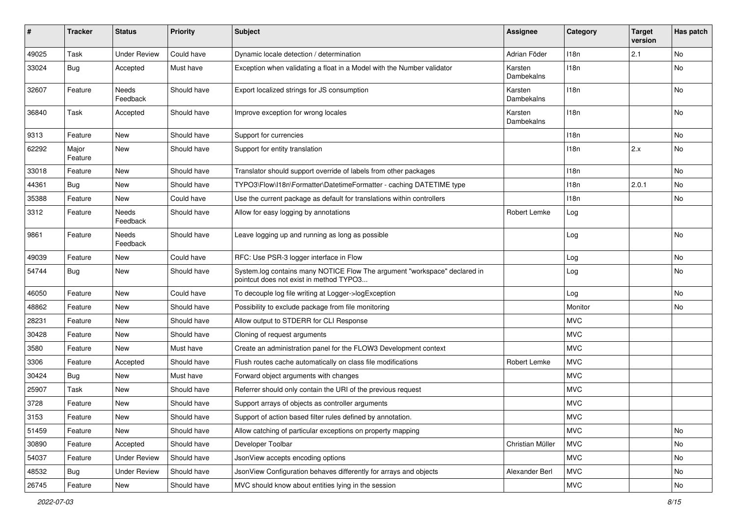| # | Tracker | Status | Priority | Subject | Assignee | Category | Target version | Has patch |
|---|---|---|---|---|---|---|---|---|
| 49025 | Task | Under Review | Could have | Dynamic locale detection / determination | Adrian Föder | I18n | 2.1 | No |
| 33024 | Bug | Accepted | Must have | Exception when validating a float in a Model with the Number validator | Karsten Dambekalns | I18n | | No |
| 32607 | Feature | Needs Feedback | Should have | Export localized strings for JS consumption | Karsten Dambekalns | I18n | | No |
| 36840 | Task | Accepted | Should have | Improve exception for wrong locales | Karsten Dambekalns | I18n | | No |
| 9313 | Feature | New | Should have | Support for currencies | | I18n | | No |
| 62292 | Major Feature | New | Should have | Support for entity translation | | I18n | 2.x | No |
| 33018 | Feature | New | Should have | Translator should support override of labels from other packages | | I18n | | No |
| 44361 | Bug | New | Should have | TYPO3\Flow\I18n\Formatter\DatetimeFormatter - caching DATETIME type | | I18n | 2.0.1 | No |
| 35388 | Feature | New | Could have | Use the current package as default for translations within controllers | | I18n | | No |
| 3312 | Feature | Needs Feedback | Should have | Allow for easy logging by annotations | Robert Lemke | Log | | |
| 9861 | Feature | Needs Feedback | Should have | Leave logging up and running as long as possible | | Log | | No |
| 49039 | Feature | New | Could have | RFC: Use PSR-3 logger interface in Flow | | Log | | No |
| 54744 | Bug | New | Should have | System.log contains many NOTICE Flow The argument "workspace" declared in pointcut does not exist in method TYPO3... | | Log | | No |
| 46050 | Feature | New | Could have | To decouple log file writing at Logger->logException | | Log | | No |
| 48862 | Feature | New | Should have | Possibility to exclude package from file monitoring | | Monitor | | No |
| 28231 | Feature | New | Should have | Allow output to STDERR for CLI Response | | MVC | | |
| 30428 | Feature | New | Should have | Cloning of request arguments | | MVC | | |
| 3580 | Feature | New | Must have | Create an administration panel for the FLOW3 Development context | | MVC | | |
| 3306 | Feature | Accepted | Should have | Flush routes cache automatically on class file modifications | Robert Lemke | MVC | | |
| 30424 | Bug | New | Must have | Forward object arguments with changes | | MVC | | |
| 25907 | Task | New | Should have | Referrer should only contain the URI of the previous request | | MVC | | |
| 3728 | Feature | New | Should have | Support arrays of objects as controller arguments | | MVC | | |
| 3153 | Feature | New | Should have | Support of action based filter rules defined by annotation. | | MVC | | |
| 51459 | Feature | New | Should have | Allow catching of particular exceptions on property mapping | | MVC | | No |
| 30890 | Feature | Accepted | Should have | Developer Toolbar | Christian Müller | MVC | | No |
| 54037 | Feature | Under Review | Should have | JsonView accepts encoding options | | MVC | | No |
| 48532 | Bug | Under Review | Should have | JsonView Configuration behaves differently for arrays and objects | Alexander Berl | MVC | | No |
| 26745 | Feature | New | Should have | MVC should know about entities lying in the session | | MVC | | No |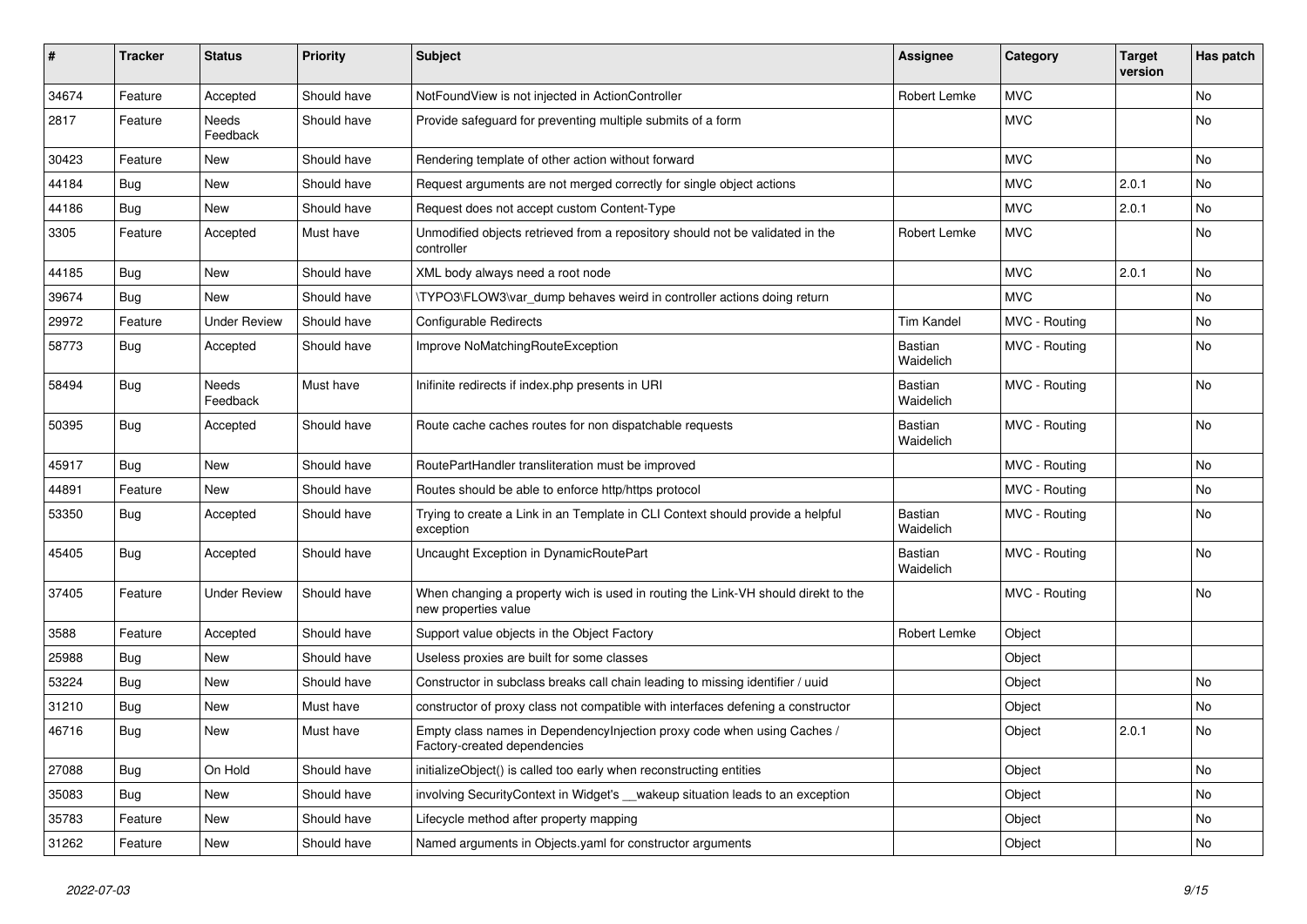| # | Tracker | Status | Priority | Subject | Assignee | Category | Target version | Has patch |
|---|---|---|---|---|---|---|---|---|
| 34674 | Feature | Accepted | Should have | NotFoundView is not injected in ActionController | Robert Lemke | MVC | | No |
| 2817 | Feature | Needs Feedback | Should have | Provide safeguard for preventing multiple submits of a form | | MVC | | No |
| 30423 | Feature | New | Should have | Rendering template of other action without forward | | MVC | | No |
| 44184 | Bug | New | Should have | Request arguments are not merged correctly for single object actions | | MVC | 2.0.1 | No |
| 44186 | Bug | New | Should have | Request does not accept custom Content-Type | | MVC | 2.0.1 | No |
| 3305 | Feature | Accepted | Must have | Unmodified objects retrieved from a repository should not be validated in the controller | Robert Lemke | MVC | | No |
| 44185 | Bug | New | Should have | XML body always need a root node | | MVC | 2.0.1 | No |
| 39674 | Bug | New | Should have | \TYPO3\FLOW3\var_dump behaves weird in controller actions doing return | | MVC | | No |
| 29972 | Feature | Under Review | Should have | Configurable Redirects | Tim Kandel | MVC - Routing | | No |
| 58773 | Bug | Accepted | Should have | Improve NoMatchingRouteException | Bastian Waidelich | MVC - Routing | | No |
| 58494 | Bug | Needs Feedback | Must have | Inifinite redirects if index.php presents in URI | Bastian Waidelich | MVC - Routing | | No |
| 50395 | Bug | Accepted | Should have | Route cache caches routes for non dispatchable requests | Bastian Waidelich | MVC - Routing | | No |
| 45917 | Bug | New | Should have | RoutePartHandler transliteration must be improved | | MVC - Routing | | No |
| 44891 | Feature | New | Should have | Routes should be able to enforce http/https protocol | | MVC - Routing | | No |
| 53350 | Bug | Accepted | Should have | Trying to create a Link in an Template in CLI Context should provide a helpful exception | Bastian Waidelich | MVC - Routing | | No |
| 45405 | Bug | Accepted | Should have | Uncaught Exception in DynamicRoutePart | Bastian Waidelich | MVC - Routing | | No |
| 37405 | Feature | Under Review | Should have | When changing a property wich is used in routing the Link-VH should direkt to the new properties value | | MVC - Routing | | No |
| 3588 | Feature | Accepted | Should have | Support value objects in the Object Factory | Robert Lemke | Object | | |
| 25988 | Bug | New | Should have | Useless proxies are built for some classes | | Object | | |
| 53224 | Bug | New | Should have | Constructor in subclass breaks call chain leading to missing identifier / uuid | | Object | | No |
| 31210 | Bug | New | Must have | constructor of proxy class not compatible with interfaces defening a constructor | | Object | | No |
| 46716 | Bug | New | Must have | Empty class names in DependencyInjection proxy code when using Caches / Factory-created dependencies | | Object | 2.0.1 | No |
| 27088 | Bug | On Hold | Should have | initializeObject() is called too early when reconstructing entities | | Object | | No |
| 35083 | Bug | New | Should have | involving SecurityContext in Widget's __wakeup situation leads to an exception | | Object | | No |
| 35783 | Feature | New | Should have | Lifecycle method after property mapping | | Object | | No |
| 31262 | Feature | New | Should have | Named arguments in Objects.yaml for constructor arguments | | Object | | No |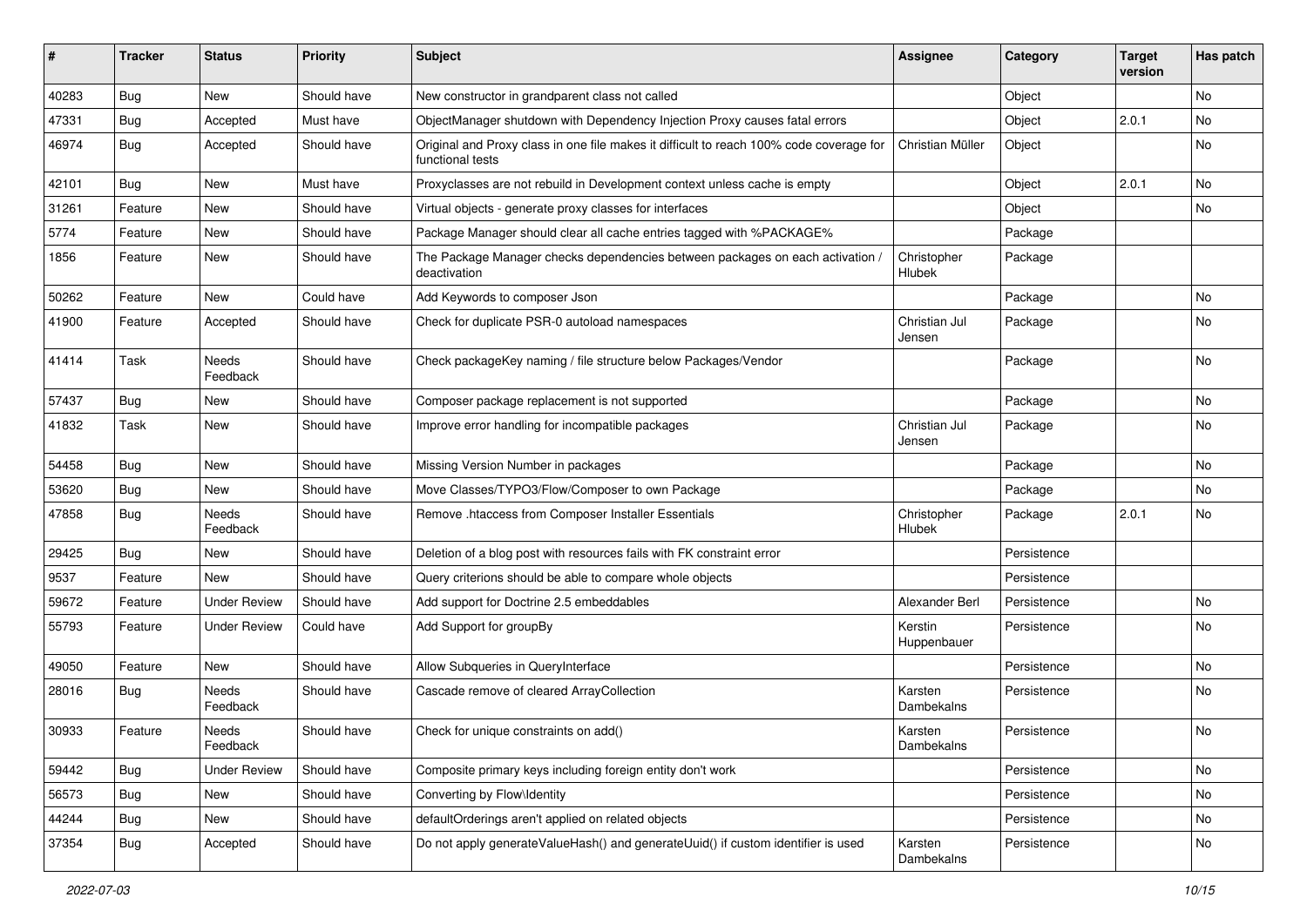| # | Tracker | Status | Priority | Subject | Assignee | Category | Target version | Has patch |
|---|---|---|---|---|---|---|---|---|
| 40283 | Bug | New | Should have | New constructor in grandparent class not called | | Object | | No |
| 47331 | Bug | Accepted | Must have | ObjectManager shutdown with Dependency Injection Proxy causes fatal errors | | Object | 2.0.1 | No |
| 46974 | Bug | Accepted | Should have | Original and Proxy class in one file makes it difficult to reach 100% code coverage for functional tests | Christian Müller | Object | | No |
| 42101 | Bug | New | Must have | Proxyclasses are not rebuild in Development context unless cache is empty | | Object | 2.0.1 | No |
| 31261 | Feature | New | Should have | Virtual objects - generate proxy classes for interfaces | | Object | | No |
| 5774 | Feature | New | Should have | Package Manager should clear all cache entries tagged with %PACKAGE% | | Package | | |
| 1856 | Feature | New | Should have | The Package Manager checks dependencies between packages on each activation / deactivation | Christopher Hlubek | Package | | |
| 50262 | Feature | New | Could have | Add Keywords to composer Json | | Package | | No |
| 41900 | Feature | Accepted | Should have | Check for duplicate PSR-0 autoload namespaces | Christian Jul Jensen | Package | | No |
| 41414 | Task | Needs Feedback | Should have | Check packageKey naming / file structure below Packages/Vendor | | Package | | No |
| 57437 | Bug | New | Should have | Composer package replacement is not supported | | Package | | No |
| 41832 | Task | New | Should have | Improve error handling for incompatible packages | Christian Jul Jensen | Package | | No |
| 54458 | Bug | New | Should have | Missing Version Number in packages | | Package | | No |
| 53620 | Bug | New | Should have | Move Classes/TYPO3/Flow/Composer to own Package | | Package | | No |
| 47858 | Bug | Needs Feedback | Should have | Remove .htaccess from Composer Installer Essentials | Christopher Hlubek | Package | 2.0.1 | No |
| 29425 | Bug | New | Should have | Deletion of a blog post with resources fails with FK constraint error | | Persistence | | |
| 9537 | Feature | New | Should have | Query criterions should be able to compare whole objects | | Persistence | | |
| 59672 | Feature | Under Review | Should have | Add support for Doctrine 2.5 embeddables | Alexander Berl | Persistence | | No |
| 55793 | Feature | Under Review | Could have | Add Support for groupBy | Kerstin Huppenbauer | Persistence | | No |
| 49050 | Feature | New | Should have | Allow Subqueries in QueryInterface | | Persistence | | No |
| 28016 | Bug | Needs Feedback | Should have | Cascade remove of cleared ArrayCollection | Karsten Dambekalns | Persistence | | No |
| 30933 | Feature | Needs Feedback | Should have | Check for unique constraints on add() | Karsten Dambekalns | Persistence | | No |
| 59442 | Bug | Under Review | Should have | Composite primary keys including foreign entity don't work | | Persistence | | No |
| 56573 | Bug | New | Should have | Converting by Flow\Identity | | Persistence | | No |
| 44244 | Bug | New | Should have | defaultOrderings aren't applied on related objects | | Persistence | | No |
| 37354 | Bug | Accepted | Should have | Do not apply generateValueHash() and generateUuid() if custom identifier is used | Karsten Dambekalns | Persistence | | No |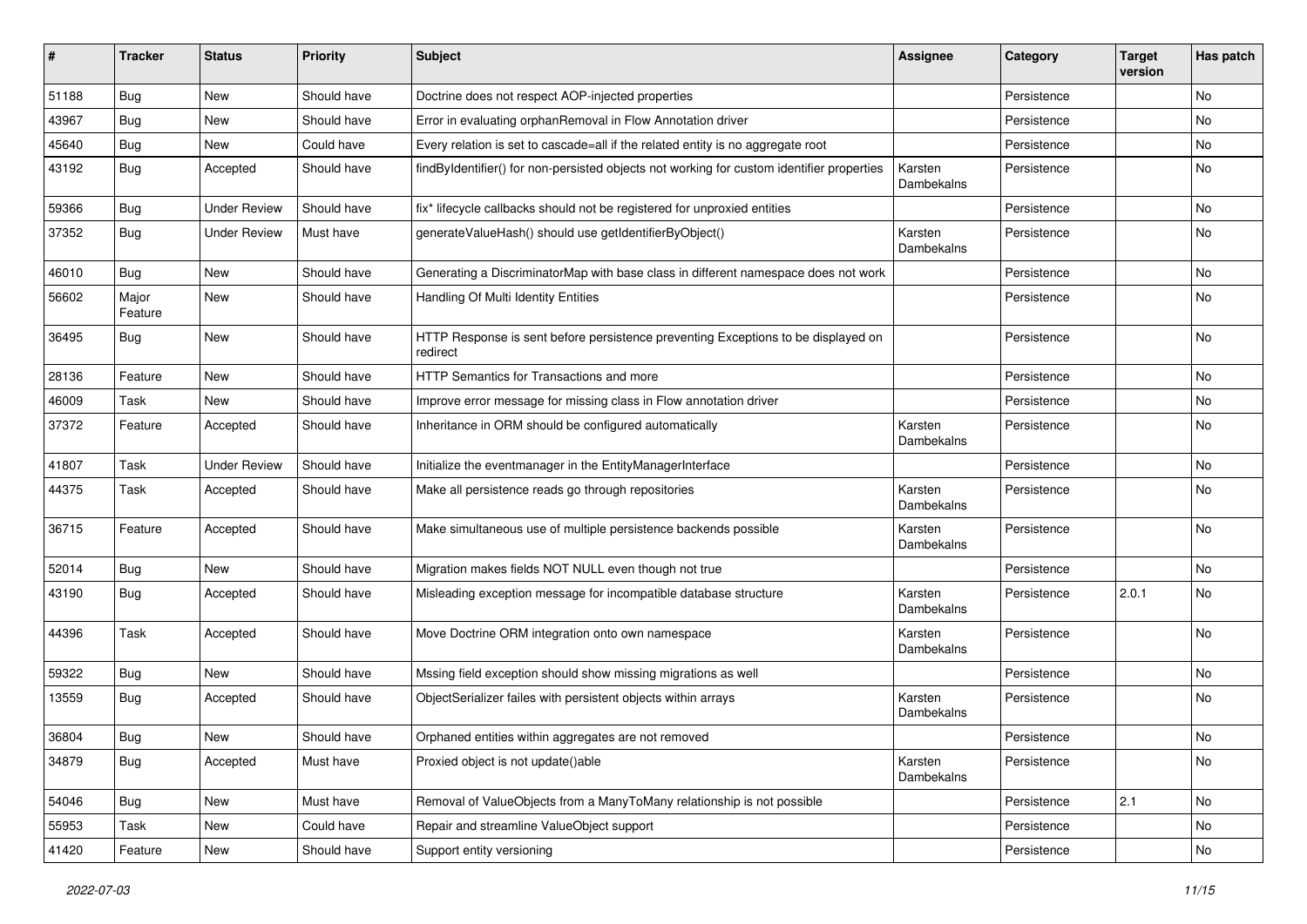| # | Tracker | Status | Priority | Subject | Assignee | Category | Target version | Has patch |
|---|---|---|---|---|---|---|---|---|
| 51188 | Bug | New | Should have | Doctrine does not respect AOP-injected properties | | Persistence | | No |
| 43967 | Bug | New | Should have | Error in evaluating orphanRemoval in Flow Annotation driver | | Persistence | | No |
| 45640 | Bug | New | Could have | Every relation is set to cascade=all if the related entity is no aggregate root | | Persistence | | No |
| 43192 | Bug | Accepted | Should have | findByIdentifier() for non-persisted objects not working for custom identifier properties | Karsten Dambekalns | Persistence | | No |
| 59366 | Bug | Under Review | Should have | fix* lifecycle callbacks should not be registered for unproxied entities | | Persistence | | No |
| 37352 | Bug | Under Review | Must have | generateValueHash() should use getIdentifierByObject() | Karsten Dambekalns | Persistence | | No |
| 46010 | Bug | New | Should have | Generating a DiscriminatorMap with base class in different namespace does not work | | Persistence | | No |
| 56602 | Major Feature | New | Should have | Handling Of Multi Identity Entities | | Persistence | | No |
| 36495 | Bug | New | Should have | HTTP Response is sent before persistence preventing Exceptions to be displayed on redirect | | Persistence | | No |
| 28136 | Feature | New | Should have | HTTP Semantics for Transactions and more | | Persistence | | No |
| 46009 | Task | New | Should have | Improve error message for missing class in Flow annotation driver | | Persistence | | No |
| 37372 | Feature | Accepted | Should have | Inheritance in ORM should be configured automatically | Karsten Dambekalns | Persistence | | No |
| 41807 | Task | Under Review | Should have | Initialize the eventmanager in the EntityManagerInterface | | Persistence | | No |
| 44375 | Task | Accepted | Should have | Make all persistence reads go through repositories | Karsten Dambekalns | Persistence | | No |
| 36715 | Feature | Accepted | Should have | Make simultaneous use of multiple persistence backends possible | Karsten Dambekalns | Persistence | | No |
| 52014 | Bug | New | Should have | Migration makes fields NOT NULL even though not true | | Persistence | | No |
| 43190 | Bug | Accepted | Should have | Misleading exception message for incompatible database structure | Karsten Dambekalns | Persistence | 2.0.1 | No |
| 44396 | Task | Accepted | Should have | Move Doctrine ORM integration onto own namespace | Karsten Dambekalns | Persistence | | No |
| 59322 | Bug | New | Should have | Mssing field exception should show missing migrations as well | | Persistence | | No |
| 13559 | Bug | Accepted | Should have | ObjectSerializer failes with persistent objects within arrays | Karsten Dambekalns | Persistence | | No |
| 36804 | Bug | New | Should have | Orphaned entities within aggregates are not removed | | Persistence | | No |
| 34879 | Bug | Accepted | Must have | Proxied object is not update()able | Karsten Dambekalns | Persistence | | No |
| 54046 | Bug | New | Must have | Removal of ValueObjects from a ManyToMany relationship is not possible | | Persistence | 2.1 | No |
| 55953 | Task | New | Could have | Repair and streamline ValueObject support | | Persistence | | No |
| 41420 | Feature | New | Should have | Support entity versioning | | Persistence | | No |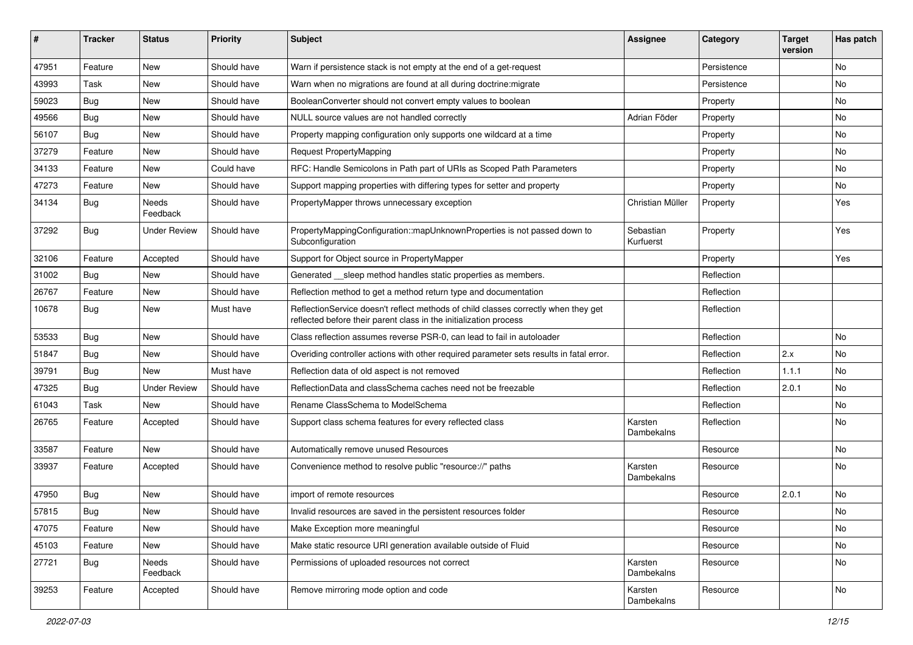| # | Tracker | Status | Priority | Subject | Assignee | Category | Target version | Has patch |
|---|---|---|---|---|---|---|---|---|
| 47951 | Feature | New | Should have | Warn if persistence stack is not empty at the end of a get-request | | Persistence | | No |
| 43993 | Task | New | Should have | Warn when no migrations are found at all during doctrine:migrate | | Persistence | | No |
| 59023 | Bug | New | Should have | BooleanConverter should not convert empty values to boolean | | Property | | No |
| 49566 | Bug | New | Should have | NULL source values are not handled correctly | Adrian Föder | Property | | No |
| 56107 | Bug | New | Should have | Property mapping configuration only supports one wildcard at a time | | Property | | No |
| 37279 | Feature | New | Should have | Request PropertyMapping | | Property | | No |
| 34133 | Feature | New | Could have | RFC: Handle Semicolons in Path part of URIs as Scoped Path Parameters | | Property | | No |
| 47273 | Feature | New | Should have | Support mapping properties with differing types for setter and property | | Property | | No |
| 34134 | Bug | Needs Feedback | Should have | PropertyMapper throws unnecessary exception | Christian Müller | Property | | Yes |
| 37292 | Bug | Under Review | Should have | PropertyMappingConfiguration::mapUnknownProperties is not passed down to Subconfiguration | Sebastian Kurfuerst | Property | | Yes |
| 32106 | Feature | Accepted | Should have | Support for Object source in PropertyMapper | | Property | | Yes |
| 31002 | Bug | New | Should have | Generated __sleep method handles static properties as members. | | Reflection | | |
| 26767 | Feature | New | Should have | Reflection method to get a method return type and documentation | | Reflection | | |
| 10678 | Bug | New | Must have | ReflectionService doesn't reflect methods of child classes correctly when they get reflected before their parent class in the initialization process | | Reflection | | |
| 53533 | Bug | New | Should have | Class reflection assumes reverse PSR-0, can lead to fail in autoloader | | Reflection | | No |
| 51847 | Bug | New | Should have | Overiding controller actions with other required parameter sets results in fatal error. | | Reflection | 2.x | No |
| 39791 | Bug | New | Must have | Reflection data of old aspect is not removed | | Reflection | 1.1.1 | No |
| 47325 | Bug | Under Review | Should have | ReflectionData and classSchema caches need not be freezable | | Reflection | 2.0.1 | No |
| 61043 | Task | New | Should have | Rename ClassSchema to ModelSchema | | Reflection | | No |
| 26765 | Feature | Accepted | Should have | Support class schema features for every reflected class | Karsten Dambekalns | Reflection | | No |
| 33587 | Feature | New | Should have | Automatically remove unused Resources | | Resource | | No |
| 33937 | Feature | Accepted | Should have | Convenience method to resolve public "resource://" paths | Karsten Dambekalns | Resource | | No |
| 47950 | Bug | New | Should have | import of remote resources | | Resource | 2.0.1 | No |
| 57815 | Bug | New | Should have | Invalid resources are saved in the persistent resources folder | | Resource | | No |
| 47075 | Feature | New | Should have | Make Exception more meaningful | | Resource | | No |
| 45103 | Feature | New | Should have | Make static resource URI generation available outside of Fluid | | Resource | | No |
| 27721 | Bug | Needs Feedback | Should have | Permissions of uploaded resources not correct | Karsten Dambekalns | Resource | | No |
| 39253 | Feature | Accepted | Should have | Remove mirroring mode option and code | Karsten Dambekalns | Resource | | No |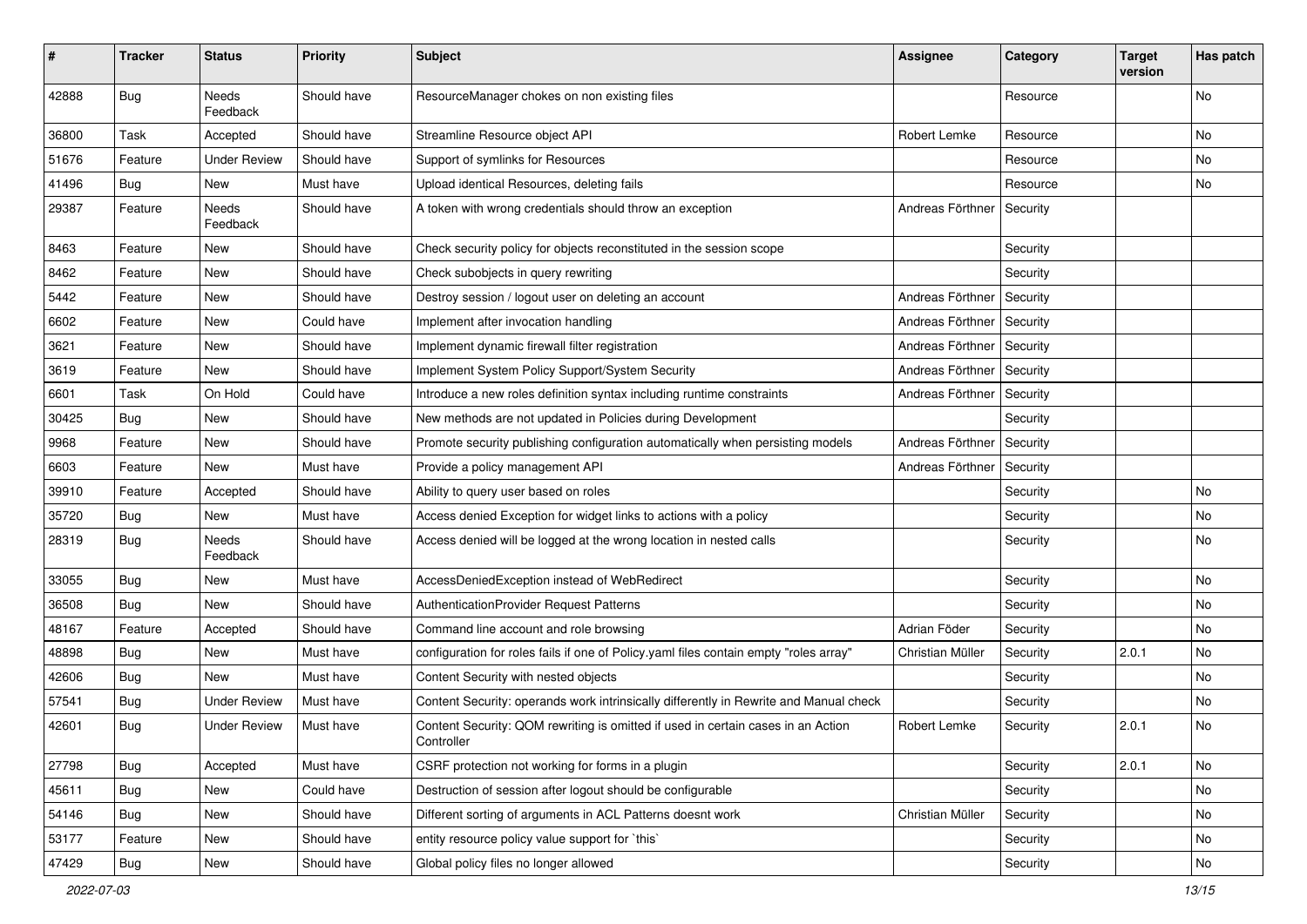| # | Tracker | Status | Priority | Subject | Assignee | Category | Target version | Has patch |
|---|---|---|---|---|---|---|---|---|
| 42888 | Bug | Needs Feedback | Should have | ResourceManager chokes on non existing files | | Resource | | No |
| 36800 | Task | Accepted | Should have | Streamline Resource object API | Robert Lemke | Resource | | No |
| 51676 | Feature | Under Review | Should have | Support of symlinks for Resources | | Resource | | No |
| 41496 | Bug | New | Must have | Upload identical Resources, deleting fails | | Resource | | No |
| 29387 | Feature | Needs Feedback | Should have | A token with wrong credentials should throw an exception | Andreas Förthner | Security | | |
| 8463 | Feature | New | Should have | Check security policy for objects reconstituted in the session scope | | Security | | |
| 8462 | Feature | New | Should have | Check subobjects in query rewriting | | Security | | |
| 5442 | Feature | New | Should have | Destroy session / logout user on deleting an account | Andreas Förthner | Security | | |
| 6602 | Feature | New | Could have | Implement after invocation handling | Andreas Förthner | Security | | |
| 3621 | Feature | New | Should have | Implement dynamic firewall filter registration | Andreas Förthner | Security | | |
| 3619 | Feature | New | Should have | Implement System Policy Support/System Security | Andreas Förthner | Security | | |
| 6601 | Task | On Hold | Could have | Introduce a new roles definition syntax including runtime constraints | Andreas Förthner | Security | | |
| 30425 | Bug | New | Should have | New methods are not updated in Policies during Development | | Security | | |
| 9968 | Feature | New | Should have | Promote security publishing configuration automatically when persisting models | Andreas Förthner | Security | | |
| 6603 | Feature | New | Must have | Provide a policy management API | Andreas Förthner | Security | | |
| 39910 | Feature | Accepted | Should have | Ability to query user based on roles | | Security | | No |
| 35720 | Bug | New | Must have | Access denied Exception for widget links to actions with a policy | | Security | | No |
| 28319 | Bug | Needs Feedback | Should have | Access denied will be logged at the wrong location in nested calls | | Security | | No |
| 33055 | Bug | New | Must have | AccessDeniedException instead of WebRedirect | | Security | | No |
| 36508 | Bug | New | Should have | AuthenticationProvider Request Patterns | | Security | | No |
| 48167 | Feature | Accepted | Should have | Command line account and role browsing | Adrian Föder | Security | | No |
| 48898 | Bug | New | Must have | configuration for roles fails if one of Policy.yaml files contain empty "roles array" | Christian Müller | Security | 2.0.1 | No |
| 42606 | Bug | New | Must have | Content Security with nested objects | | Security | | No |
| 57541 | Bug | Under Review | Must have | Content Security: operands work intrinsically differently in Rewrite and Manual check | | Security | | No |
| 42601 | Bug | Under Review | Must have | Content Security: QOM rewriting is omitted if used in certain cases in an Action Controller | Robert Lemke | Security | 2.0.1 | No |
| 27798 | Bug | Accepted | Must have | CSRF protection not working for forms in a plugin | | Security | 2.0.1 | No |
| 45611 | Bug | New | Could have | Destruction of session after logout should be configurable | | Security | | No |
| 54146 | Bug | New | Should have | Different sorting of arguments in ACL Patterns doesnt work | Christian Müller | Security | | No |
| 53177 | Feature | New | Should have | entity resource policy value support for `this` | | Security | | No |
| 47429 | Bug | New | Should have | Global policy files no longer allowed | | Security | | No |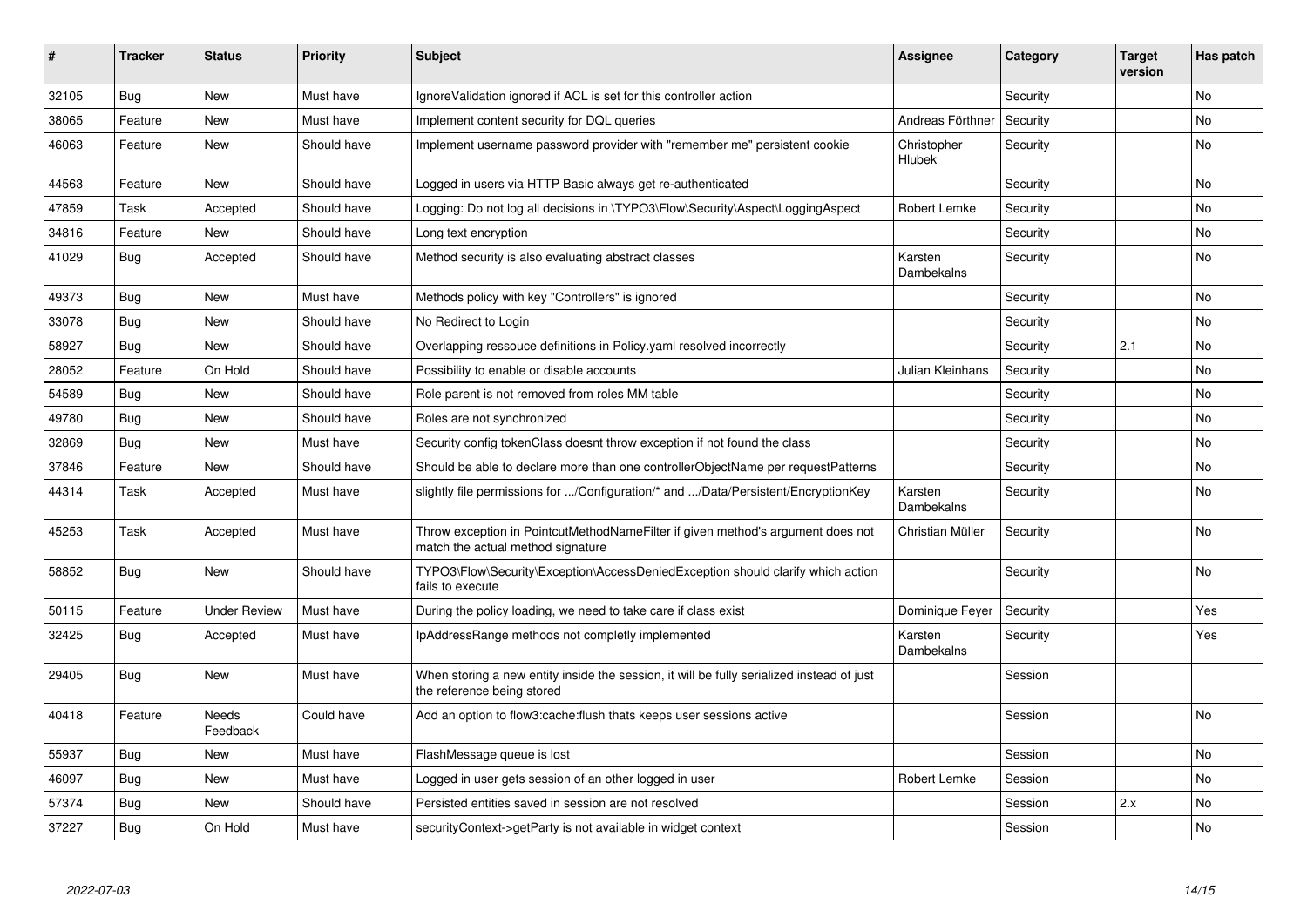| # | Tracker | Status | Priority | Subject | Assignee | Category | Target version | Has patch |
|---|---|---|---|---|---|---|---|---|
| 32105 | Bug | New | Must have | IgnoreValidation ignored if ACL is set for this controller action | | Security | | No |
| 38065 | Feature | New | Must have | Implement content security for DQL queries | Andreas Förthner | Security | | No |
| 46063 | Feature | New | Should have | Implement username password provider with "remember me" persistent cookie | Christopher Hlubek | Security | | No |
| 44563 | Feature | New | Should have | Logged in users via HTTP Basic always get re-authenticated | | Security | | No |
| 47859 | Task | Accepted | Should have | Logging: Do not log all decisions in \TYPO3\Flow\Security\Aspect\LoggingAspect | Robert Lemke | Security | | No |
| 34816 | Feature | New | Should have | Long text encryption | | Security | | No |
| 41029 | Bug | Accepted | Should have | Method security is also evaluating abstract classes | Karsten Dambekalns | Security | | No |
| 49373 | Bug | New | Must have | Methods policy with key "Controllers" is ignored | | Security | | No |
| 33078 | Bug | New | Should have | No Redirect to Login | | Security | | No |
| 58927 | Bug | New | Should have | Overlapping ressouce definitions in Policy.yaml resolved incorrectly | | Security | 2.1 | No |
| 28052 | Feature | On Hold | Should have | Possibility to enable or disable accounts | Julian Kleinhans | Security | | No |
| 54589 | Bug | New | Should have | Role parent is not removed from roles MM table | | Security | | No |
| 49780 | Bug | New | Should have | Roles are not synchronized | | Security | | No |
| 32869 | Bug | New | Must have | Security config tokenClass doesnt throw exception if not found the class | | Security | | No |
| 37846 | Feature | New | Should have | Should be able to declare more than one controllerObjectName per requestPatterns | | Security | | No |
| 44314 | Task | Accepted | Must have | slightly file permissions for .../Configuration/* and .../Data/Persistent/EncryptionKey | Karsten Dambekalns | Security | | No |
| 45253 | Task | Accepted | Must have | Throw exception in PointcutMethodNameFilter if given method's argument does not match the actual method signature | Christian Müller | Security | | No |
| 58852 | Bug | New | Should have | TYPO3\Flow\Security\Exception\AccessDeniedException should clarify which action fails to execute | | Security | | No |
| 50115 | Feature | Under Review | Must have | During the policy loading, we need to take care if class exist | Dominique Feyer | Security | | Yes |
| 32425 | Bug | Accepted | Must have | IpAddressRange methods not completly implemented | Karsten Dambekalns | Security | | Yes |
| 29405 | Bug | New | Must have | When storing a new entity inside the session, it will be fully serialized instead of just the reference being stored | | Session | | |
| 40418 | Feature | Needs Feedback | Could have | Add an option to flow3:cache:flush thats keeps user sessions active | | Session | | No |
| 55937 | Bug | New | Must have | FlashMessage queue is lost | | Session | | No |
| 46097 | Bug | New | Must have | Logged in user gets session of an other logged in user | Robert Lemke | Session | | No |
| 57374 | Bug | New | Should have | Persisted entities saved in session are not resolved | | Session | 2.x | No |
| 37227 | Bug | On Hold | Must have | securityContext->getParty is not available in widget context | | Session | | No |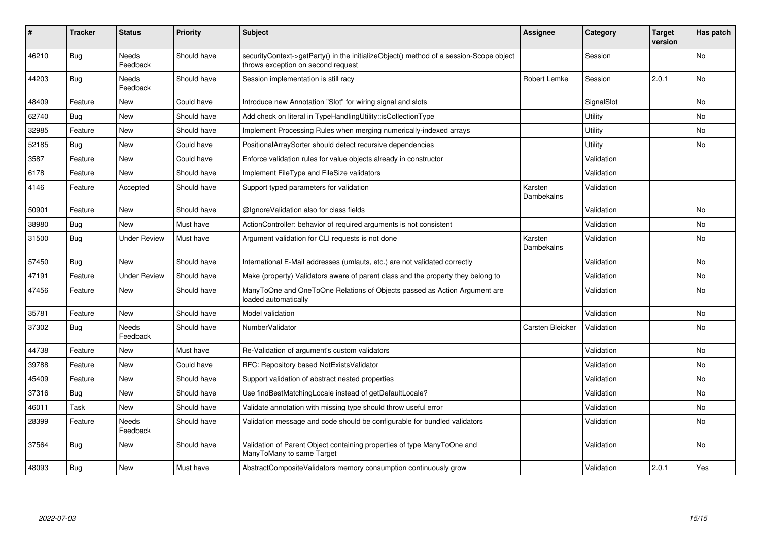| # | Tracker | Status | Priority | Subject | Assignee | Category | Target version | Has patch |
|---|---|---|---|---|---|---|---|---|
| 46210 | Bug | Needs Feedback | Should have | securityContext->getParty() in the initializeObject() method of a session-Scope object throws exception on second request | | Session | | No |
| 44203 | Bug | Needs Feedback | Should have | Session implementation is still racy | Robert Lemke | Session | 2.0.1 | No |
| 48409 | Feature | New | Could have | Introduce new Annotation "Slot" for wiring signal and slots | | SignalSlot | | No |
| 62740 | Bug | New | Should have | Add check on literal in TypeHandlingUtility::isCollectionType | | Utility | | No |
| 32985 | Feature | New | Should have | Implement Processing Rules when merging numerically-indexed arrays | | Utility | | No |
| 52185 | Bug | New | Could have | PositionalArraySorter should detect recursive dependencies | | Utility | | No |
| 3587 | Feature | New | Could have | Enforce validation rules for value objects already in constructor | | Validation | | |
| 6178 | Feature | New | Should have | Implement FileType and FileSize validators | | Validation | | |
| 4146 | Feature | Accepted | Should have | Support typed parameters for validation | Karsten Dambekalns | Validation | | |
| 50901 | Feature | New | Should have | @IgnoreValidation also for class fields | | Validation | | No |
| 38980 | Bug | New | Must have | ActionController: behavior of required arguments is not consistent | | Validation | | No |
| 31500 | Bug | Under Review | Must have | Argument validation for CLI requests is not done | Karsten Dambekalns | Validation | | No |
| 57450 | Bug | New | Should have | International E-Mail addresses (umlauts, etc.) are not validated correctly | | Validation | | No |
| 47191 | Feature | Under Review | Should have | Make (property) Validators aware of parent class and the property they belong to | | Validation | | No |
| 47456 | Feature | New | Should have | ManyToOne and OneToOne Relations of Objects passed as Action Argument are loaded automatically | | Validation | | No |
| 35781 | Feature | New | Should have | Model validation | | Validation | | No |
| 37302 | Bug | Needs Feedback | Should have | NumberValidator | Carsten Bleicker | Validation | | No |
| 44738 | Feature | New | Must have | Re-Validation of argument's custom validators | | Validation | | No |
| 39788 | Feature | New | Could have | RFC: Repository based NotExistsValidator | | Validation | | No |
| 45409 | Feature | New | Should have | Support validation of abstract nested properties | | Validation | | No |
| 37316 | Bug | New | Should have | Use findBestMatchingLocale instead of getDefaultLocale? | | Validation | | No |
| 46011 | Task | New | Should have | Validate annotation with missing type should throw useful error | | Validation | | No |
| 28399 | Feature | Needs Feedback | Should have | Validation message and code should be configurable for bundled validators | | Validation | | No |
| 37564 | Bug | New | Should have | Validation of Parent Object containing properties of type ManyToOne and ManyToMany to same Target | | Validation | | No |
| 48093 | Bug | New | Must have | AbstractCompositeValidators memory consumption continuously grow | | Validation | 2.0.1 | Yes |